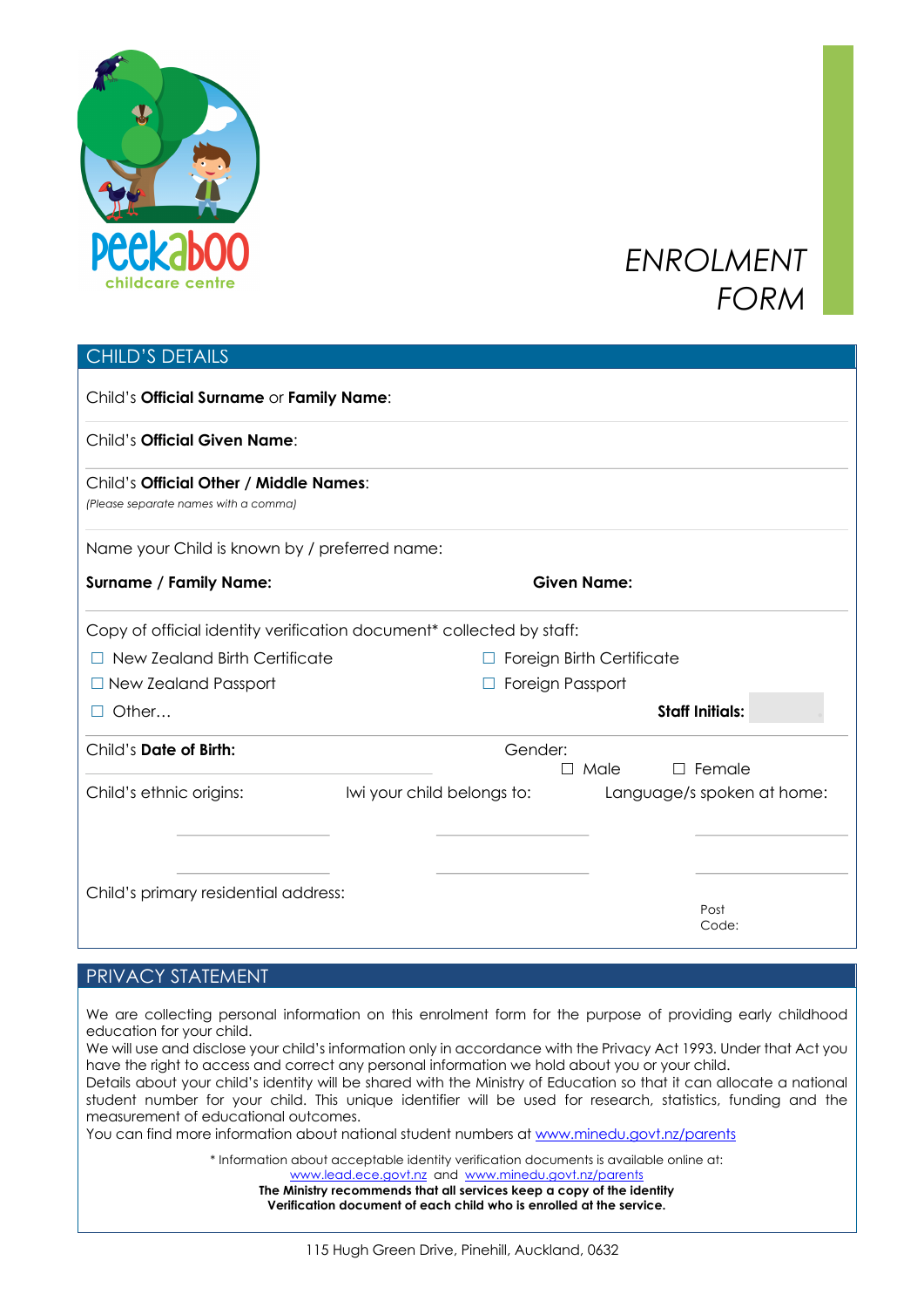Peekaboo childcare centre

# ENROLMENT FORM

## CHILD'S DETAILS

Child's **Official Surname** or **Family Name**:

Child's **Official Given Name**:

Child's **Official Other / Middle Names**:
*(Please separate names with a comma)*

Name your Child is known by / preferred name:

**Surname / Family Name:** **Given Name:**

Copy of official identity verification document* collected by staff:

☐ New Zealand Birth Certificate ☐ Foreign Birth Certificate
☐ New Zealand Passport ☐ Foreign Passport
☐ Other… **Staff Initials:**

Child's **Date of Birth:** Gender: ☐ Male ☐ Female

Child's ethnic origins: Iwi your child belongs to: Language/s spoken at home:

Child's primary residential address: Post Code:

## PRIVACY STATEMENT

We are collecting personal information on this enrolment form for the purpose of providing early childhood education for your child.
We will use and disclose your child's information only in accordance with the Privacy Act 1993. Under that Act you have the right to access and correct any personal information we hold about you or your child.
Details about your child's identity will be shared with the Ministry of Education so that it can allocate a national student number for your child. This unique identifier will be used for research, statistics, funding and the measurement of educational outcomes.
You can find more information about national student numbers at www.minedu.govt.nz/parents

* Information about acceptable identity verification documents is available online at:
www.lead.ece.govt.nz and www.minedu.govt.nz/parents
**The Ministry recommends that all services keep a copy of the identity Verification document of each child who is enrolled at the service.**

115 Hugh Green Drive, Pinehill, Auckland, 0632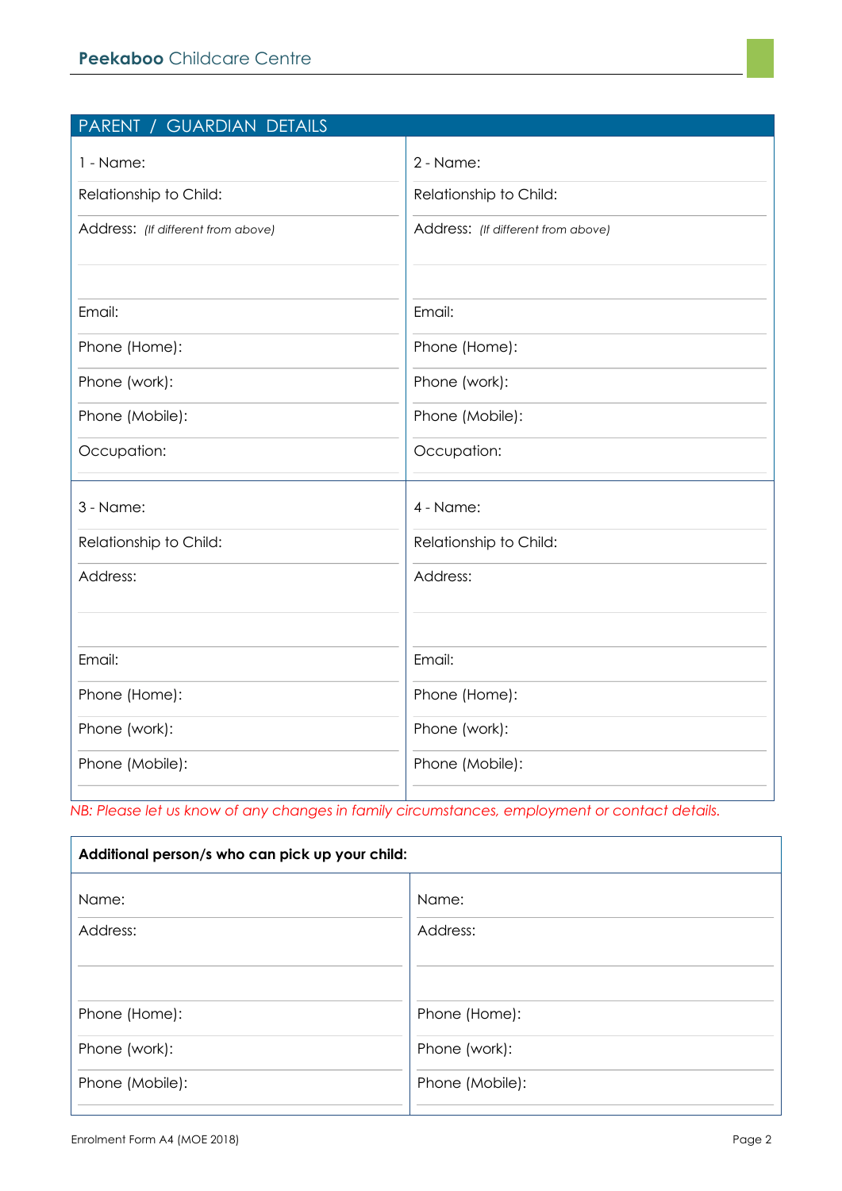## PARENT / GUARDIAN DETAILS

| 1 - Name: | 2 - Name: |
|---|---|
| Relationship to Child: | Relationship to Child: |
| Address: *(If different from above)* | Address: *(If different from above)* |
| | |
| Email: | Email: |
| Phone (Home): | Phone (Home): |
| Phone (work): | Phone (work): |
| Phone (Mobile): | Phone (Mobile): |
| Occupation: | Occupation: |

| 3 - Name: | 4 - Name: |
|---|---|
| Relationship to Child: | Relationship to Child: |
| Address: | Address: |
| | |
| Email: | Email: |
| Phone (Home): | Phone (Home): |
| Phone (work): | Phone (work): |
| Phone (Mobile): | Phone (Mobile): |

*NB: Please let us know of any changes in family circumstances, employment or contact details.*

**Additional person/s who can pick up your child:**

| Name: | Name: |
|---|---|
| Address: | Address: |
| | |
| Phone (Home): | Phone (Home): |
| Phone (work): | Phone (work): |
| Phone (Mobile): | Phone (Mobile): |

Enrolment Form A4 (MOE 2018)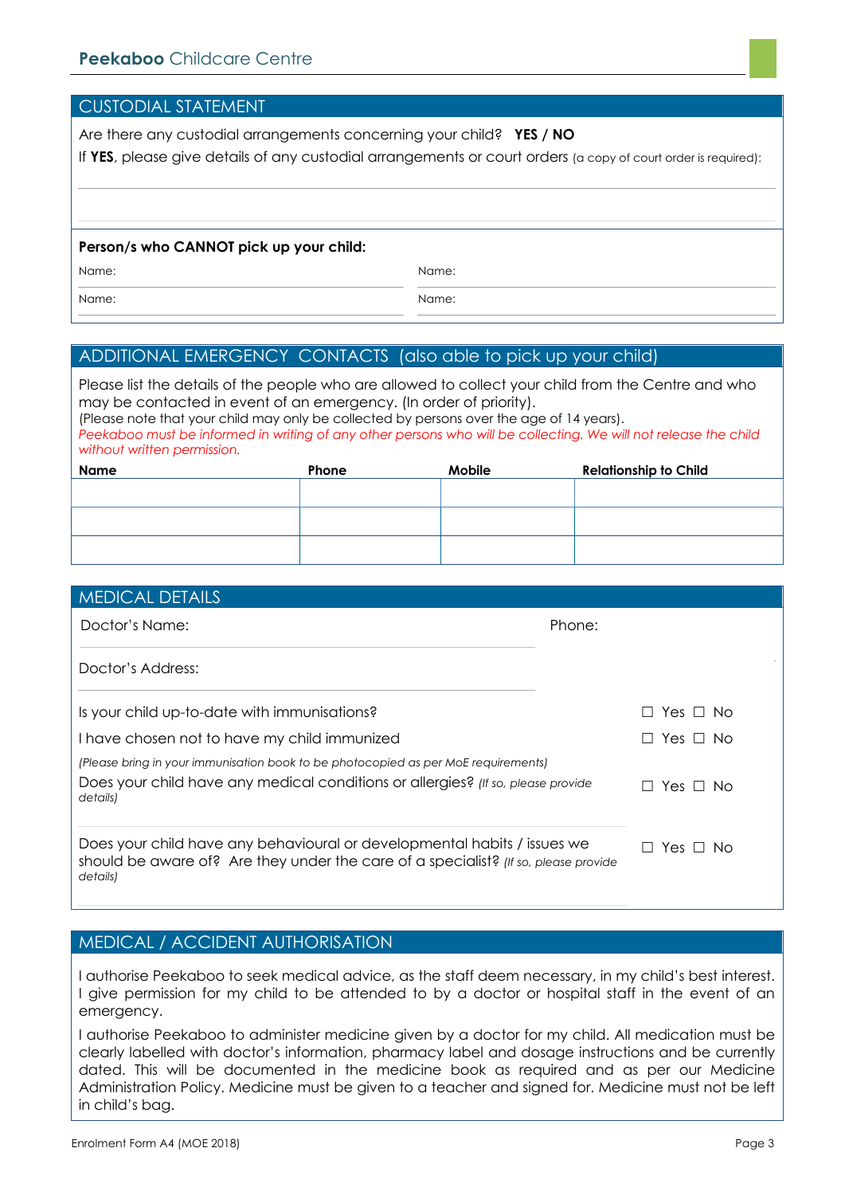## CUSTODIAL STATEMENT

Are there any custodial arrangements concerning your child? **YES / NO**

If **YES**, please give details of any custodial arrangements or court orders (a copy of court order is required):

**Person/s who CANNOT pick up your child:**

| Name: | Name: |
|---|---|
| Name: | Name: |

## ADDITIONAL EMERGENCY CONTACTS (also able to pick up your child)

Please list the details of the people who are allowed to collect your child from the Centre and who may be contacted in event of an emergency. (In order of priority).

(Please note that your child may only be collected by persons over the age of 14 years).

*Peekaboo must be informed in writing of any other persons who will be collecting. We will not release the child without written permission.*

| Name | Phone | Mobile | Relationship to Child |
|---|---|---|---|
| | | | |
| | | | |
| | | | |

## MEDICAL DETAILS

Doctor's Name: Phone:

Doctor's Address:

Is your child up-to-date with immunisations? ☐ Yes ☐ No

I have chosen not to have my child immunized ☐ Yes ☐ No

*(Please bring in your immunisation book to be photocopied as per MoE requirements)*

Does your child have any medical conditions or allergies? *(If so, please provide details)* ☐ Yes ☐ No

Does your child have any behavioural or developmental habits / issues we should be aware of? Are they under the care of a specialist? *(If so, please provide details)* ☐ Yes ☐ No

## MEDICAL / ACCIDENT AUTHORISATION

I authorise Peekaboo to seek medical advice, as the staff deem necessary, in my child's best interest. I give permission for my child to be attended to by a doctor or hospital staff in the event of an emergency.

I authorise Peekaboo to administer medicine given by a doctor for my child. All medication must be clearly labelled with doctor's information, pharmacy label and dosage instructions and be currently dated. This will be documented in the medicine book as required and as per our Medicine Administration Policy. Medicine must be given to a teacher and signed for. Medicine must not be left in child's bag.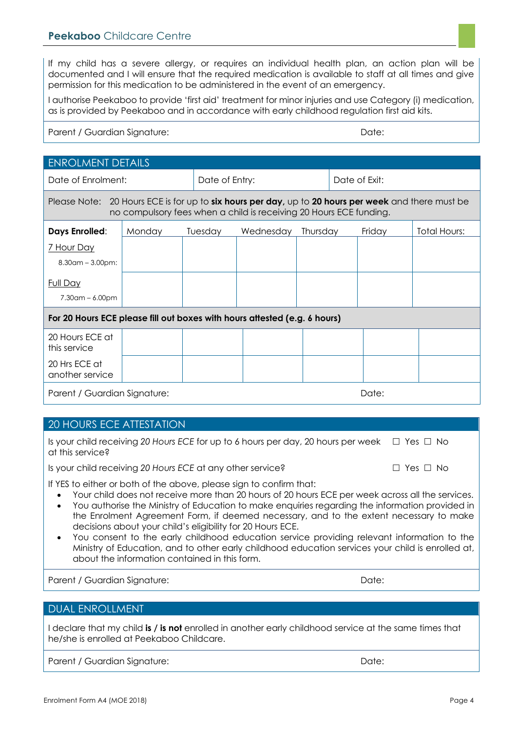If my child has a severe allergy, or requires an individual health plan, an action plan will be documented and I will ensure that the required medication is available to staff at all times and give permission for this medication to be administered in the event of an emergency.

I authorise Peekaboo to provide 'first aid' treatment for minor injuries and use Category (i) medication, as is provided by Peekaboo and in accordance with early childhood regulation first aid kits.

Parent / Guardian Signature: Date:

## ENROLMENT DETAILS

| Date of Enrolment: | Date of Entry: | Date of Exit: |
|---|---|---|

Please Note: 20 Hours ECE is for up to **six hours per day,** up to **20 hours per week** and there must be no compulsory fees when a child is receiving 20 Hours ECE funding.

| **Days Enrolled**: | Monday | Tuesday | Wednesday | Thursday | Friday | Total Hours: |
|---|---|---|---|---|---|---|
| 7 Hour Day 8.30am – 3.00pm: | | | | | | |
| Full Day 7.30am – 6.00pm | | | | | | |

**For 20 Hours ECE please fill out boxes with hours attested (e.g. 6 hours)**

| | | | | | | |
|---|---|---|---|---|---|---|
| 20 Hours ECE at this service | | | | | | |
| 20 Hrs ECE at another service | | | | | | |

Parent / Guardian Signature: Date:

## 20 HOURS ECE ATTESTATION

Is your child receiving *20 Hours ECE* for up to 6 hours per day, 20 hours per week at this service? ☐ Yes ☐ No

Is your child receiving *20 Hours ECE* at any other service? ☐ Yes ☐ No

If YES to either or both of the above, please sign to confirm that:

- Your child does not receive more than 20 hours of 20 hours ECE per week across all the services.
- You authorise the Ministry of Education to make enquiries regarding the information provided in the Enrolment Agreement Form, if deemed necessary, and to the extent necessary to make decisions about your child's eligibility for 20 Hours ECE.
- You consent to the early childhood education service providing relevant information to the Ministry of Education, and to other early childhood education services your child is enrolled at, about the information contained in this form.

Parent / Guardian Signature: Date:

## DUAL ENROLLMENT

I declare that my child **is / is not** enrolled in another early childhood service at the same times that he/she is enrolled at Peekaboo Childcare.

Parent / Guardian Signature: Date: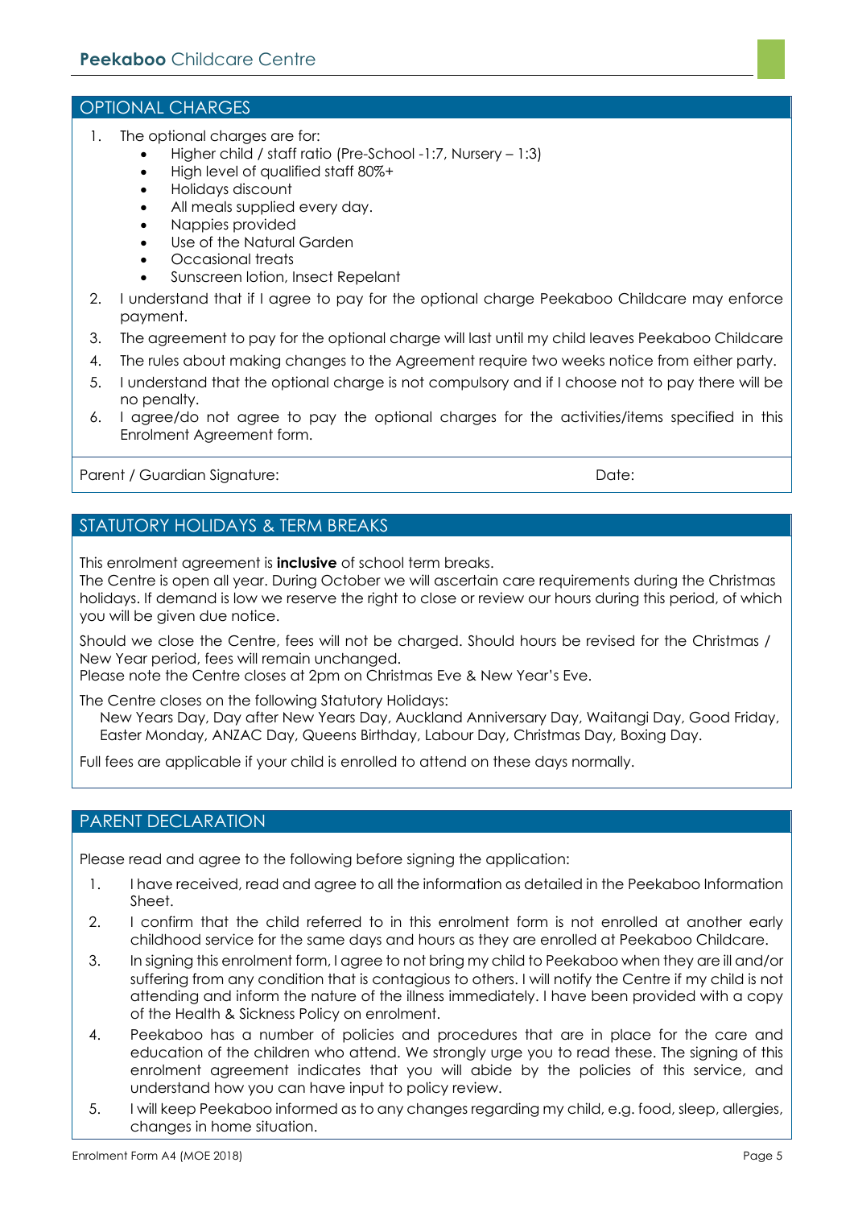## OPTIONAL CHARGES

1. The optional charges are for:
   - Higher child / staff ratio (Pre-School -1:7, Nursery – 1:3)
   - High level of qualified staff 80%+
   - Holidays discount
   - All meals supplied every day.
   - Nappies provided
   - Use of the Natural Garden
   - Occasional treats
   - Sunscreen lotion, Insect Repelant
2. I understand that if I agree to pay for the optional charge Peekaboo Childcare may enforce payment.
3. The agreement to pay for the optional charge will last until my child leaves Peekaboo Childcare
4. The rules about making changes to the Agreement require two weeks notice from either party.
5. I understand that the optional charge is not compulsory and if I choose not to pay there will be no penalty.
6. I agree/do not agree to pay the optional charges for the activities/items specified in this Enrolment Agreement form.

Parent / Guardian Signature: Date:

## STATUTORY HOLIDAYS & TERM BREAKS

This enrolment agreement is **inclusive** of school term breaks.
The Centre is open all year. During October we will ascertain care requirements during the Christmas holidays. If demand is low we reserve the right to close or review our hours during this period, of which you will be given due notice.

Should we close the Centre, fees will not be charged. Should hours be revised for the Christmas / New Year period, fees will remain unchanged.
Please note the Centre closes at 2pm on Christmas Eve & New Year's Eve.

The Centre closes on the following Statutory Holidays:
New Years Day, Day after New Years Day, Auckland Anniversary Day, Waitangi Day, Good Friday, Easter Monday, ANZAC Day, Queens Birthday, Labour Day, Christmas Day, Boxing Day.

Full fees are applicable if your child is enrolled to attend on these days normally.

## PARENT DECLARATION

Please read and agree to the following before signing the application:

1. I have received, read and agree to all the information as detailed in the Peekaboo Information Sheet.
2. I confirm that the child referred to in this enrolment form is not enrolled at another early childhood service for the same days and hours as they are enrolled at Peekaboo Childcare.
3. In signing this enrolment form, I agree to not bring my child to Peekaboo when they are ill and/or suffering from any condition that is contagious to others. I will notify the Centre if my child is not attending and inform the nature of the illness immediately. I have been provided with a copy of the Health & Sickness Policy on enrolment.
4. Peekaboo has a number of policies and procedures that are in place for the care and education of the children who attend. We strongly urge you to read these. The signing of this enrolment agreement indicates that you will abide by the policies of this service, and understand how you can have input to policy review.
5. I will keep Peekaboo informed as to any changes regarding my child, e.g. food, sleep, allergies, changes in home situation.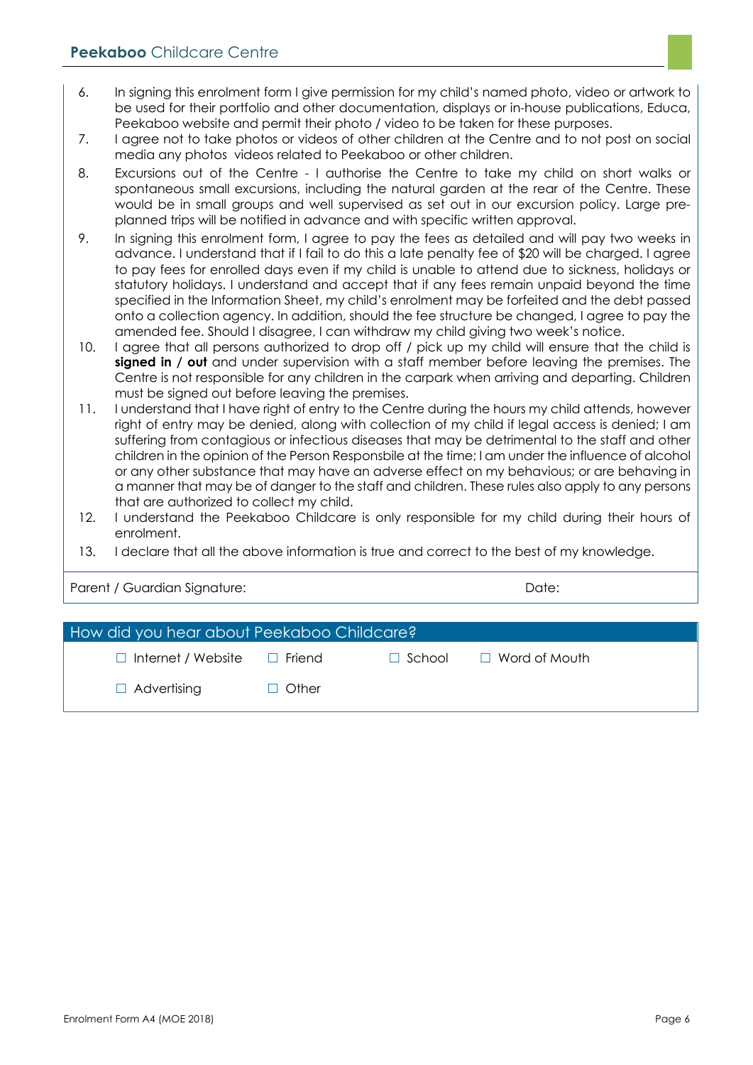6. In signing this enrolment form I give permission for my child's named photo, video or artwork to be used for their portfolio and other documentation, displays or in-house publications, Educa, Peekaboo website and permit their photo / video to be taken for these purposes.
7. I agree not to take photos or videos of other children at the Centre and to not post on social media any photos videos related to Peekaboo or other children.
8. Excursions out of the Centre - I authorise the Centre to take my child on short walks or spontaneous small excursions, including the natural garden at the rear of the Centre. These would be in small groups and well supervised as set out in our excursion policy. Large pre-planned trips will be notified in advance and with specific written approval.
9. In signing this enrolment form, I agree to pay the fees as detailed and will pay two weeks in advance. I understand that if I fail to do this a late penalty fee of $20 will be charged. I agree to pay fees for enrolled days even if my child is unable to attend due to sickness, holidays or statutory holidays. I understand and accept that if any fees remain unpaid beyond the time specified in the Information Sheet, my child's enrolment may be forfeited and the debt passed onto a collection agency. In addition, should the fee structure be changed, I agree to pay the amended fee. Should I disagree, I can withdraw my child giving two week's notice.
10. I agree that all persons authorized to drop off / pick up my child will ensure that the child is **signed in / out** and under supervision with a staff member before leaving the premises. The Centre is not responsible for any children in the carpark when arriving and departing. Children must be signed out before leaving the premises.
11. I understand that I have right of entry to the Centre during the hours my child attends, however right of entry may be denied, along with collection of my child if legal access is denied; I am suffering from contagious or infectious diseases that may be detrimental to the staff and other children in the opinion of the Person Responsbile at the time; I am under the influence of alcohol or any other substance that may have an adverse effect on my behavious; or are behaving in a manner that may be of danger to the staff and children. These rules also apply to any persons that are authorized to collect my child.
12. I understand the Peekaboo Childcare is only responsible for my child during their hours of enrolment.
13. I declare that all the above information is true and correct to the best of my knowledge.

Parent / Guardian Signature: Date:

## How did you hear about Peekaboo Childcare?

☐ Internet / Website ☐ Friend ☐ School ☐ Word of Mouth

☐ Advertising ☐ Other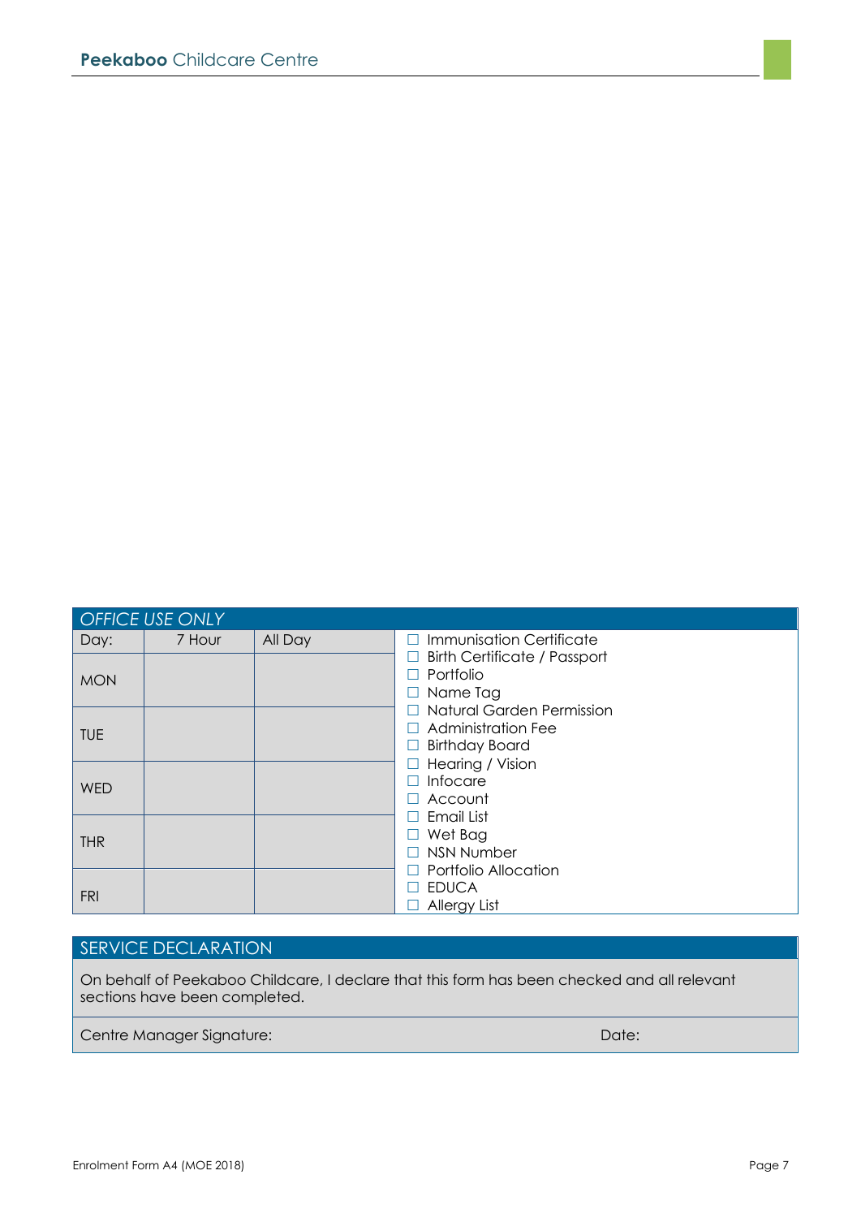## *OFFICE USE ONLY*

| Day: | 7 Hour | All Day |
|---|---|---|
| MON | | |
| TUE | | |
| WED | | |
| THR | | |
| FRI | | |

- ☐ Immunisation Certificate
- ☐ Birth Certificate / Passport
- ☐ Portfolio
- ☐ Name Tag
- ☐ Natural Garden Permission
- ☐ Administration Fee
- ☐ Birthday Board
- ☐ Hearing / Vision
- ☐ Infocare
- ☐ Account
- ☐ Email List
- ☐ Wet Bag
- ☐ NSN Number
- ☐ Portfolio Allocation
- ☐ EDUCA
- ☐ Allergy List

## SERVICE DECLARATION

On behalf of Peekaboo Childcare, I declare that this form has been checked and all relevant sections have been completed.

Centre Manager Signature: Date: